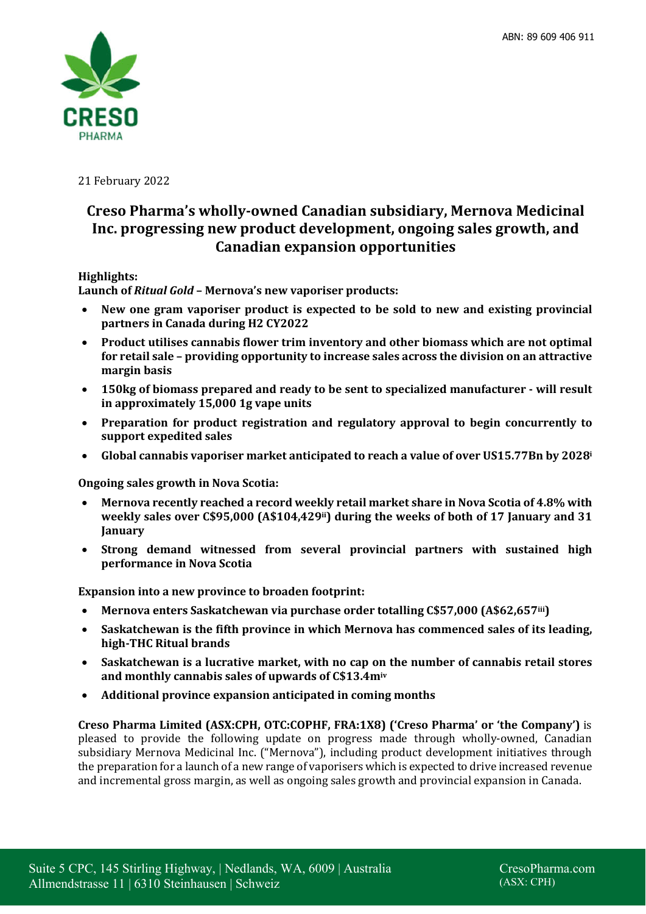ABN: 89 609 406 911

21 February 2022

# Creso Pharma's wholly-owned Canadian subsidiary, Mernova Medicinal Inc. progressing new product development, ongoing sales growth, and Canadian expansion opportunities

**Highlights:**

**Launch of *Ritual Gold* – Mernova's new vaporiser products:**

- **New one gram vaporiser product is expected to be sold to new and existing provincial partners in Canada during H2 CY2022**
- **Product utilises cannabis flower trim inventory and other biomass which are not optimal for retail sale – providing opportunity to increase sales across the division on an attractive margin basis**
- **150kg of biomass prepared and ready to be sent to specialized manufacturer - will result in approximately 15,000 1g vape units**
- **Preparation for product registration and regulatory approval to begin concurrently to support expedited sales**
- **Global cannabis vaporiser market anticipated to reach a value of over US15.77Bn by 2028[i]**

**Ongoing sales growth in Nova Scotia:**

- **Mernova recently reached a record weekly retail market share in Nova Scotia of 4.8% with weekly sales over C$95,000 (A$104,429[ii]) during the weeks of both of 17 January and 31 January**
- **Strong demand witnessed from several provincial partners with sustained high performance in Nova Scotia**

**Expansion into a new province to broaden footprint:**

- **Mernova enters Saskatchewan via purchase order totalling C$57,000 (A$62,657[iii])**
- **Saskatchewan is the fifth province in which Mernova has commenced sales of its leading, high-THC Ritual brands**
- **Saskatchewan is a lucrative market, with no cap on the number of cannabis retail stores and monthly cannabis sales of upwards of C$13.4m[iv]**
- **Additional province expansion anticipated in coming months**

**Creso Pharma Limited (ASX:CPH, OTC:COPHF, FRA:1X8) ('Creso Pharma' or 'the Company')** is pleased to provide the following update on progress made through wholly-owned, Canadian subsidiary Mernova Medicinal Inc. ("Mernova"), including product development initiatives through the preparation for a launch of a new range of vaporisers which is expected to drive increased revenue and incremental gross margin, as well as ongoing sales growth and provincial expansion in Canada.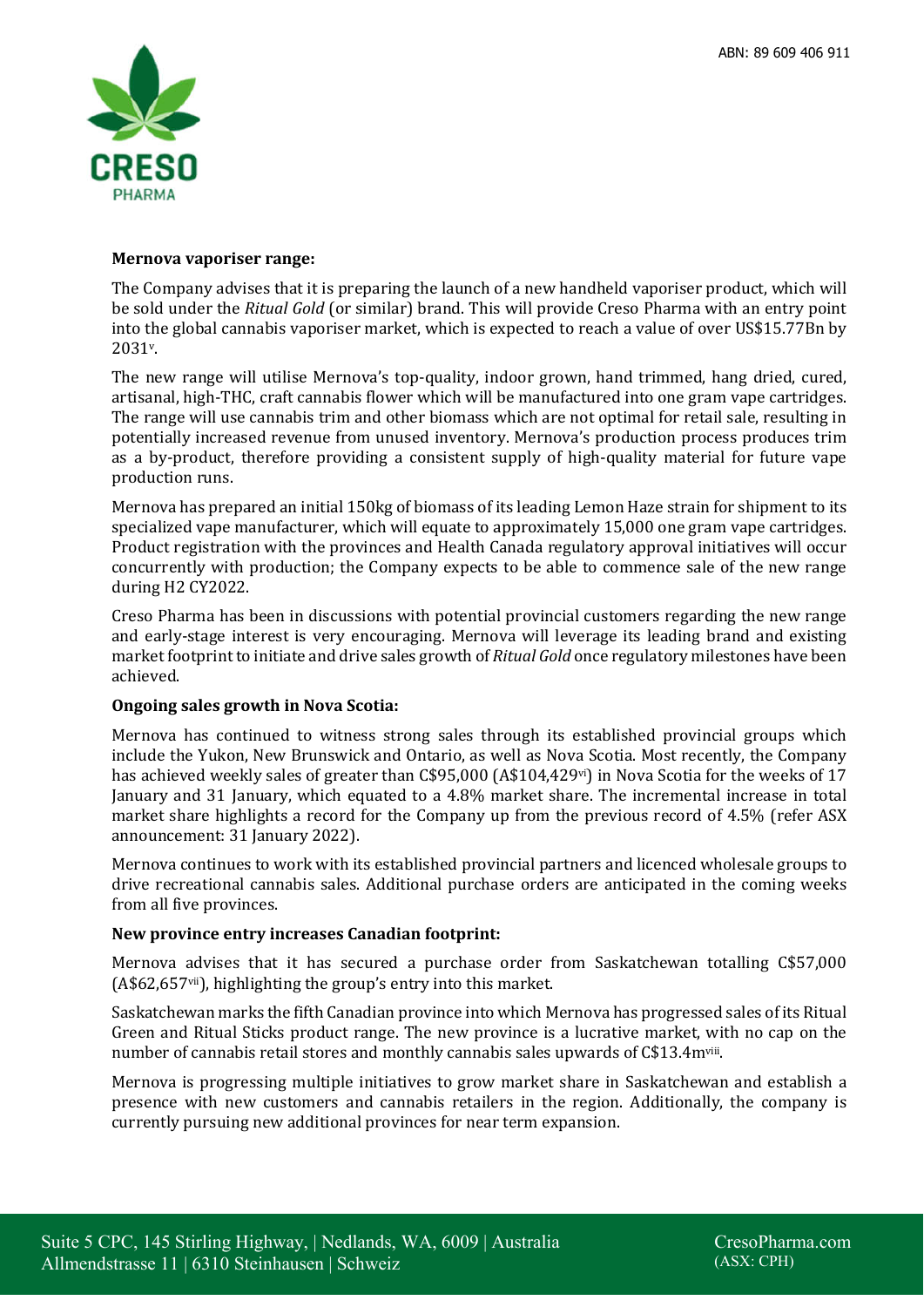**Mernova vaporiser range:**

The Company advises that it is preparing the launch of a new handheld vaporiser product, which will be sold under the *Ritual Gold* (or similar) brand. This will provide Creso Pharma with an entry point into the global cannabis vaporiser market, which is expected to reach a value of over US$15.77Bn by 2031[v].

The new range will utilise Mernova's top-quality, indoor grown, hand trimmed, hang dried, cured, artisanal, high-THC, craft cannabis flower which will be manufactured into one gram vape cartridges. The range will use cannabis trim and other biomass which are not optimal for retail sale, resulting in potentially increased revenue from unused inventory. Mernova's production process produces trim as a by-product, therefore providing a consistent supply of high-quality material for future vape production runs.

Mernova has prepared an initial 150kg of biomass of its leading Lemon Haze strain for shipment to its specialized vape manufacturer, which will equate to approximately 15,000 one gram vape cartridges. Product registration with the provinces and Health Canada regulatory approval initiatives will occur concurrently with production; the Company expects to be able to commence sale of the new range during H2 CY2022.

Creso Pharma has been in discussions with potential provincial customers regarding the new range and early-stage interest is very encouraging. Mernova will leverage its leading brand and existing market footprint to initiate and drive sales growth of *Ritual Gold* once regulatory milestones have been achieved.

**Ongoing sales growth in Nova Scotia:**

Mernova has continued to witness strong sales through its established provincial groups which include the Yukon, New Brunswick and Ontario, as well as Nova Scotia. Most recently, the Company has achieved weekly sales of greater than C$95,000 (A$104,429[vi]) in Nova Scotia for the weeks of 17 January and 31 January, which equated to a 4.8% market share. The incremental increase in total market share highlights a record for the Company up from the previous record of 4.5% (refer ASX announcement: 31 January 2022).

Mernova continues to work with its established provincial partners and licenced wholesale groups to drive recreational cannabis sales. Additional purchase orders are anticipated in the coming weeks from all five provinces.

**New province entry increases Canadian footprint:**

Mernova advises that it has secured a purchase order from Saskatchewan totalling C$57,000 (A$62,657[vii]), highlighting the group's entry into this market.

Saskatchewan marks the fifth Canadian province into which Mernova has progressed sales of its Ritual Green and Ritual Sticks product range. The new province is a lucrative market, with no cap on the number of cannabis retail stores and monthly cannabis sales upwards of C$13.4m[viii].

Mernova is progressing multiple initiatives to grow market share in Saskatchewan and establish a presence with new customers and cannabis retailers in the region. Additionally, the company is currently pursuing new additional provinces for near term expansion.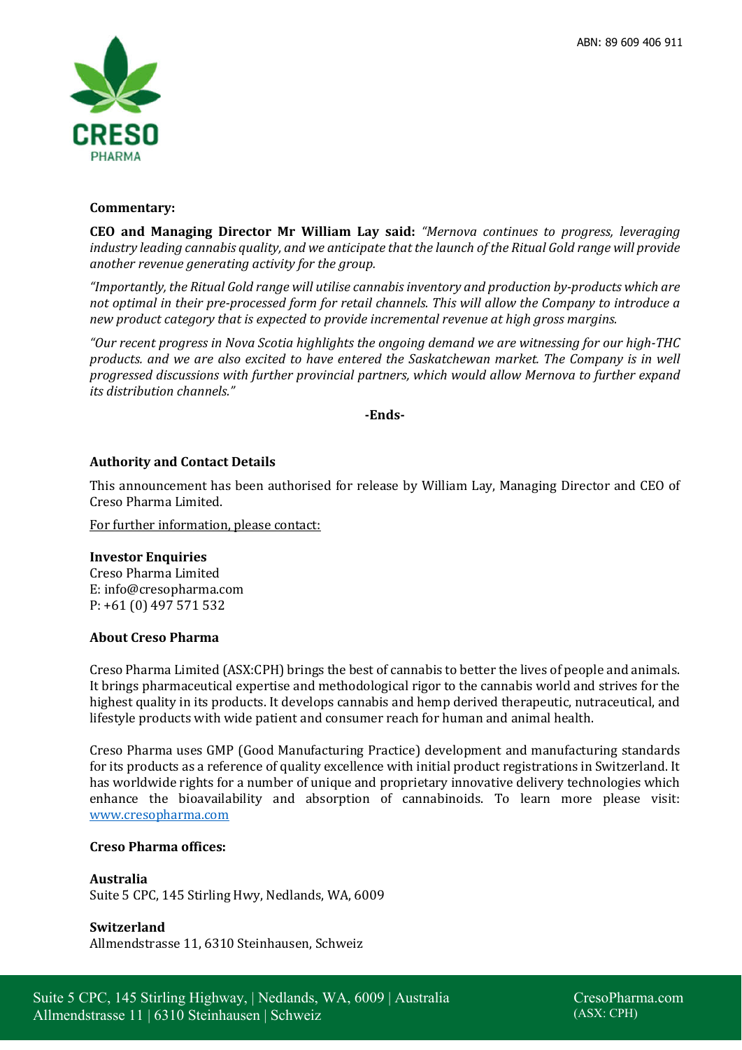**Commentary:**

**CEO and Managing Director Mr William Lay said:** *"Mernova continues to progress, leveraging industry leading cannabis quality, and we anticipate that the launch of the Ritual Gold range will provide another revenue generating activity for the group.*

*"Importantly, the Ritual Gold range will utilise cannabis inventory and production by-products which are not optimal in their pre-processed form for retail channels. This will allow the Company to introduce a new product category that is expected to provide incremental revenue at high gross margins.*

*"Our recent progress in Nova Scotia highlights the ongoing demand we are witnessing for our high-THC products. and we are also excited to have entered the Saskatchewan market. The Company is in well progressed discussions with further provincial partners, which would allow Mernova to further expand its distribution channels."*

**-Ends-**

**Authority and Contact Details**

This announcement has been authorised for release by William Lay, Managing Director and CEO of Creso Pharma Limited.

For further information, please contact:

**Investor Enquiries**
Creso Pharma Limited
E: info@cresopharma.com
P: +61 (0) 497 571 532

**About Creso Pharma**

Creso Pharma Limited (ASX:CPH) brings the best of cannabis to better the lives of people and animals. It brings pharmaceutical expertise and methodological rigor to the cannabis world and strives for the highest quality in its products. It develops cannabis and hemp derived therapeutic, nutraceutical, and lifestyle products with wide patient and consumer reach for human and animal health.

Creso Pharma uses GMP (Good Manufacturing Practice) development and manufacturing standards for its products as a reference of quality excellence with initial product registrations in Switzerland. It has worldwide rights for a number of unique and proprietary innovative delivery technologies which enhance the bioavailability and absorption of cannabinoids. To learn more please visit: www.cresopharma.com

**Creso Pharma offices:**

**Australia**
Suite 5 CPC, 145 Stirling Hwy, Nedlands, WA, 6009

**Switzerland**
Allmendstrasse 11, 6310 Steinhausen, Schweiz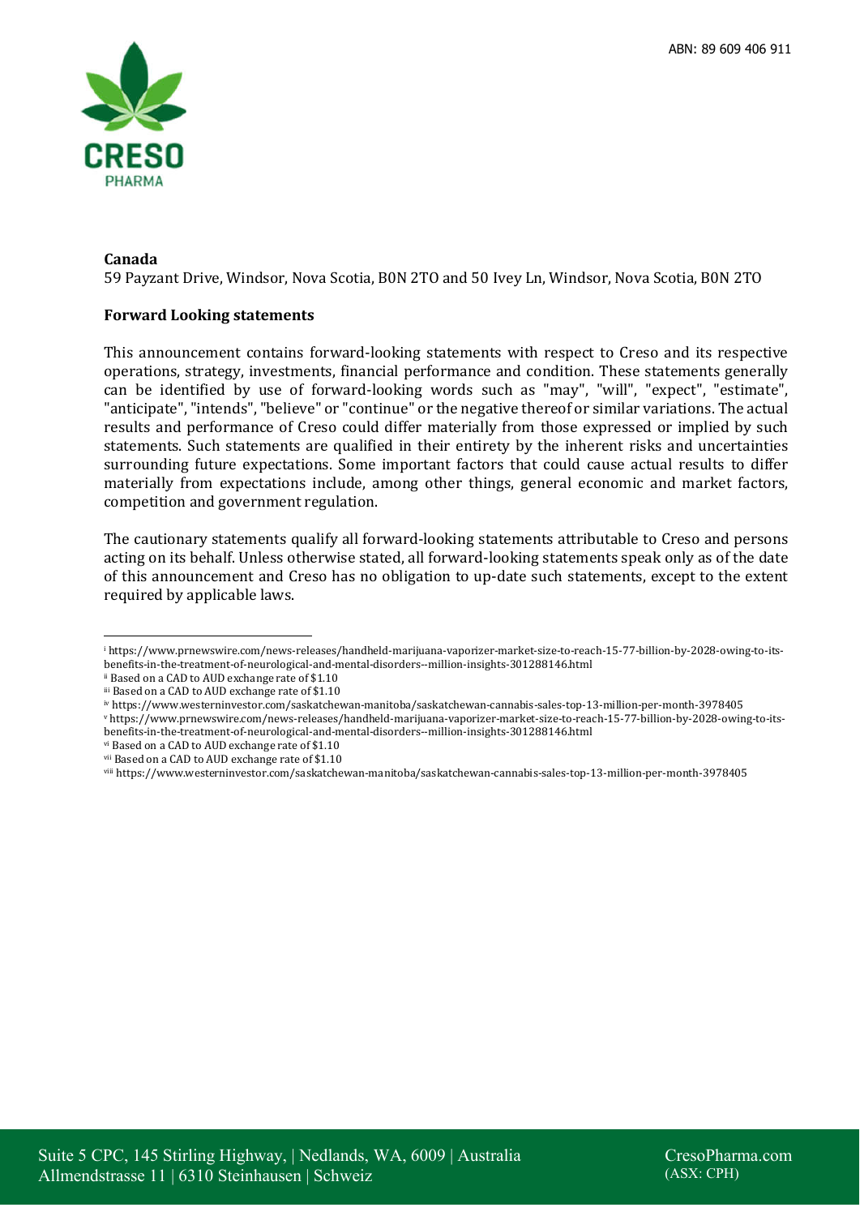**Canada**
59 Payzant Drive, Windsor, Nova Scotia, B0N 2TO and 50 Ivey Ln, Windsor, Nova Scotia, B0N 2TO

**Forward Looking statements**

This announcement contains forward-looking statements with respect to Creso and its respective operations, strategy, investments, financial performance and condition. These statements generally can be identified by use of forward-looking words such as "may", "will", "expect", "estimate", "anticipate", "intends", "believe" or "continue" or the negative thereof or similar variations. The actual results and performance of Creso could differ materially from those expressed or implied by such statements. Such statements are qualified in their entirety by the inherent risks and uncertainties surrounding future expectations. Some important factors that could cause actual results to differ materially from expectations include, among other things, general economic and market factors, competition and government regulation.

The cautionary statements qualify all forward-looking statements attributable to Creso and persons acting on its behalf. Unless otherwise stated, all forward-looking statements speak only as of the date of this announcement and Creso has no obligation to up-date such statements, except to the extent required by applicable laws.

---

[i] https://www.prnewswire.com/news-releases/handheld-marijuana-vaporizer-market-size-to-reach-15-77-billion-by-2028-owing-to-its-benefits-in-the-treatment-of-neurological-and-mental-disorders--million-insights-301288146.html
[ii] Based on a CAD to AUD exchange rate of $1.10
[iii] Based on a CAD to AUD exchange rate of $1.10
[iv] https://www.westerninvestor.com/saskatchewan-manitoba/saskatchewan-cannabis-sales-top-13-million-per-month-3978405
[v] https://www.prnewswire.com/news-releases/handheld-marijuana-vaporizer-market-size-to-reach-15-77-billion-by-2028-owing-to-its-benefits-in-the-treatment-of-neurological-and-mental-disorders--million-insights-301288146.html
[vi] Based on a CAD to AUD exchange rate of $1.10
[vii] Based on a CAD to AUD exchange rate of $1.10
[viii] https://www.westerninvestor.com/saskatchewan-manitoba/saskatchewan-cannabis-sales-top-13-million-per-month-3978405